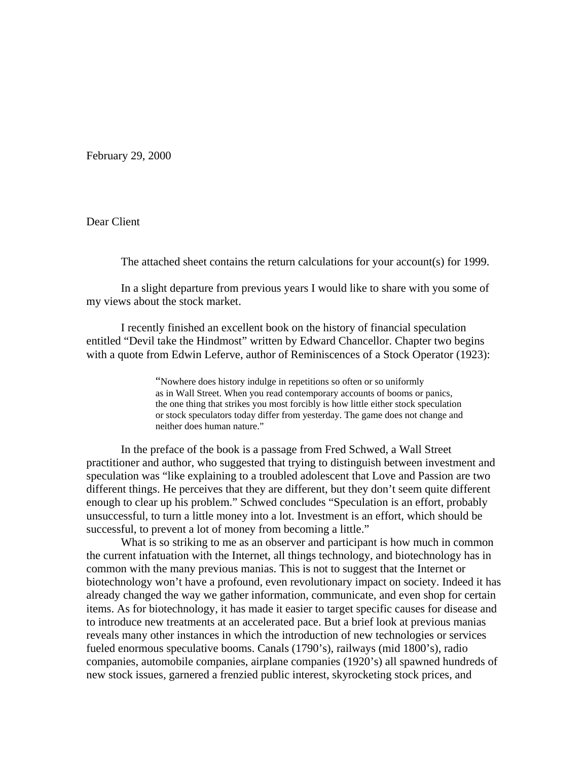February 29, 2000

Dear Client

The attached sheet contains the return calculations for your account(s) for 1999.

In a slight departure from previous years I would like to share with you some of my views about the stock market.

I recently finished an excellent book on the history of financial speculation entitled "Devil take the Hindmost" written by Edward Chancellor. Chapter two begins with a quote from Edwin Leferve, author of Reminiscences of a Stock Operator (1923):

> "Nowhere does history indulge in repetitions so often or so uniformly as in Wall Street. When you read contemporary accounts of booms or panics, the one thing that strikes you most forcibly is how little either stock speculation or stock speculators today differ from yesterday. The game does not change and neither does human nature."

In the preface of the book is a passage from Fred Schwed, a Wall Street practitioner and author, who suggested that trying to distinguish between investment and speculation was "like explaining to a troubled adolescent that Love and Passion are two different things. He perceives that they are different, but they don't seem quite different enough to clear up his problem." Schwed concludes "Speculation is an effort, probably unsuccessful, to turn a little money into a lot. Investment is an effort, which should be successful, to prevent a lot of money from becoming a little."

What is so striking to me as an observer and participant is how much in common the current infatuation with the Internet, all things technology, and biotechnology has in common with the many previous manias. This is not to suggest that the Internet or biotechnology won't have a profound, even revolutionary impact on society. Indeed it has already changed the way we gather information, communicate, and even shop for certain items. As for biotechnology, it has made it easier to target specific causes for disease and to introduce new treatments at an accelerated pace. But a brief look at previous manias reveals many other instances in which the introduction of new technologies or services fueled enormous speculative booms. Canals (1790's), railways (mid 1800's), radio companies, automobile companies, airplane companies (1920's) all spawned hundreds of new stock issues, garnered a frenzied public interest, skyrocketing stock prices, and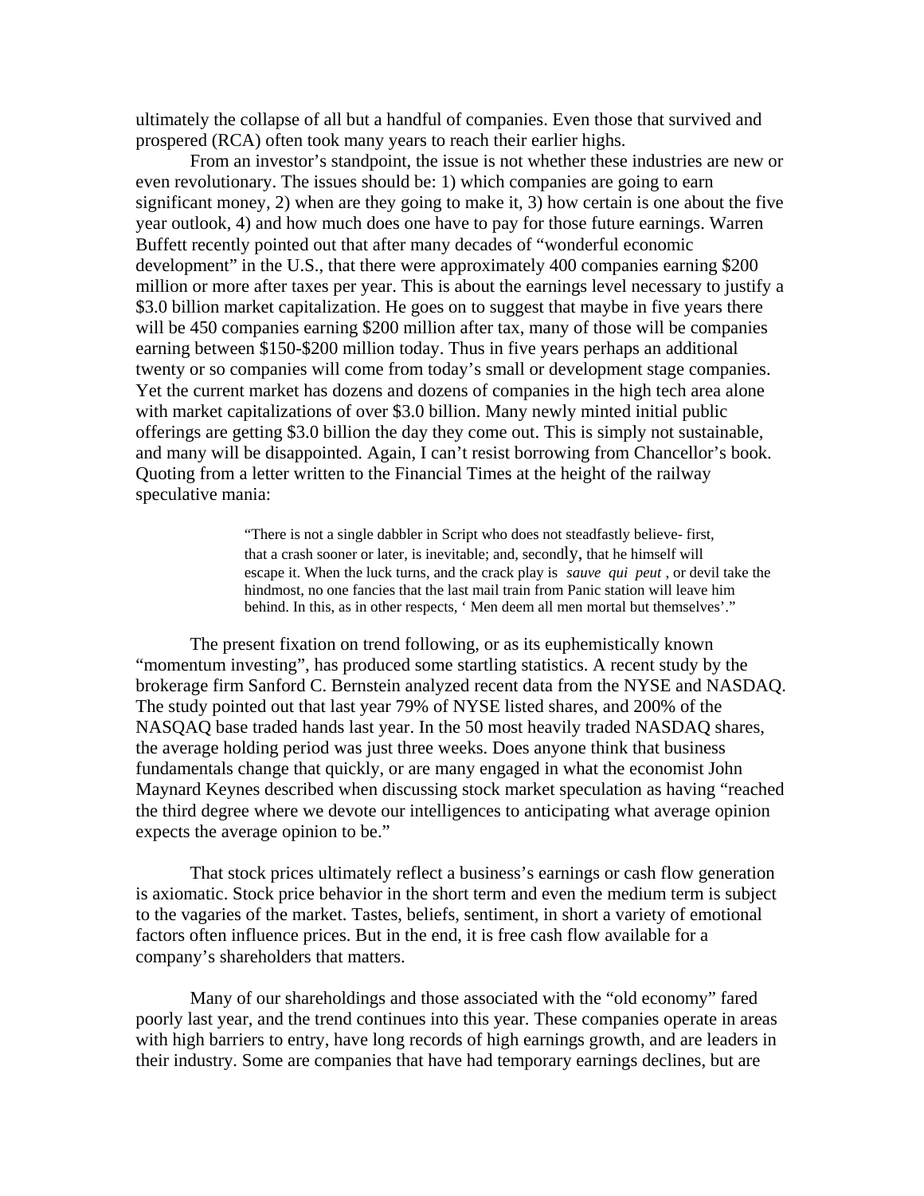ultimately the collapse of all but a handful of companies. Even those that survived and prospered (RCA) often took many years to reach their earlier highs.

From an investor's standpoint, the issue is not whether these industries are new or even revolutionary. The issues should be: 1) which companies are going to earn significant money, 2) when are they going to make it, 3) how certain is one about the five year outlook, 4) and how much does one have to pay for those future earnings. Warren Buffett recently pointed out that after many decades of "wonderful economic development" in the U.S., that there were approximately 400 companies earning $200 million or more after taxes per year. This is about the earnings level necessary to justify a $3.0 billion market capitalization. He goes on to suggest that maybe in five years there will be 450 companies earning $200 million after tax, many of those will be companies earning between $150-$200 million today. Thus in five years perhaps an additional twenty or so companies will come from today's small or development stage companies. Yet the current market has dozens and dozens of companies in the high tech area alone with market capitalizations of over $3.0 billion. Many newly minted initial public offerings are getting $3.0 billion the day they come out. This is simply not sustainable, and many will be disappointed. Again, I can't resist borrowing from Chancellor's book. Quoting from a letter written to the Financial Times at the height of the railway speculative mania:

> "There is not a single dabbler in Script who does not steadfastly believe- first, that a crash sooner or later, is inevitable; and, secondly, that he himself will escape it. When the luck turns, and the crack play is *sauve qui peut* , or devil take the hindmost, no one fancies that the last mail train from Panic station will leave him behind. In this, as in other respects, ' Men deem all men mortal but themselves'."

The present fixation on trend following, or as its euphemistically known "momentum investing", has produced some startling statistics. A recent study by the brokerage firm Sanford C. Bernstein analyzed recent data from the NYSE and NASDAQ. The study pointed out that last year 79% of NYSE listed shares, and 200% of the NASQAQ base traded hands last year. In the 50 most heavily traded NASDAQ shares, the average holding period was just three weeks. Does anyone think that business fundamentals change that quickly, or are many engaged in what the economist John Maynard Keynes described when discussing stock market speculation as having "reached the third degree where we devote our intelligences to anticipating what average opinion expects the average opinion to be."

That stock prices ultimately reflect a business's earnings or cash flow generation is axiomatic. Stock price behavior in the short term and even the medium term is subject to the vagaries of the market. Tastes, beliefs, sentiment, in short a variety of emotional factors often influence prices. But in the end, it is free cash flow available for a company's shareholders that matters.

Many of our shareholdings and those associated with the "old economy" fared poorly last year, and the trend continues into this year. These companies operate in areas with high barriers to entry, have long records of high earnings growth, and are leaders in their industry. Some are companies that have had temporary earnings declines, but are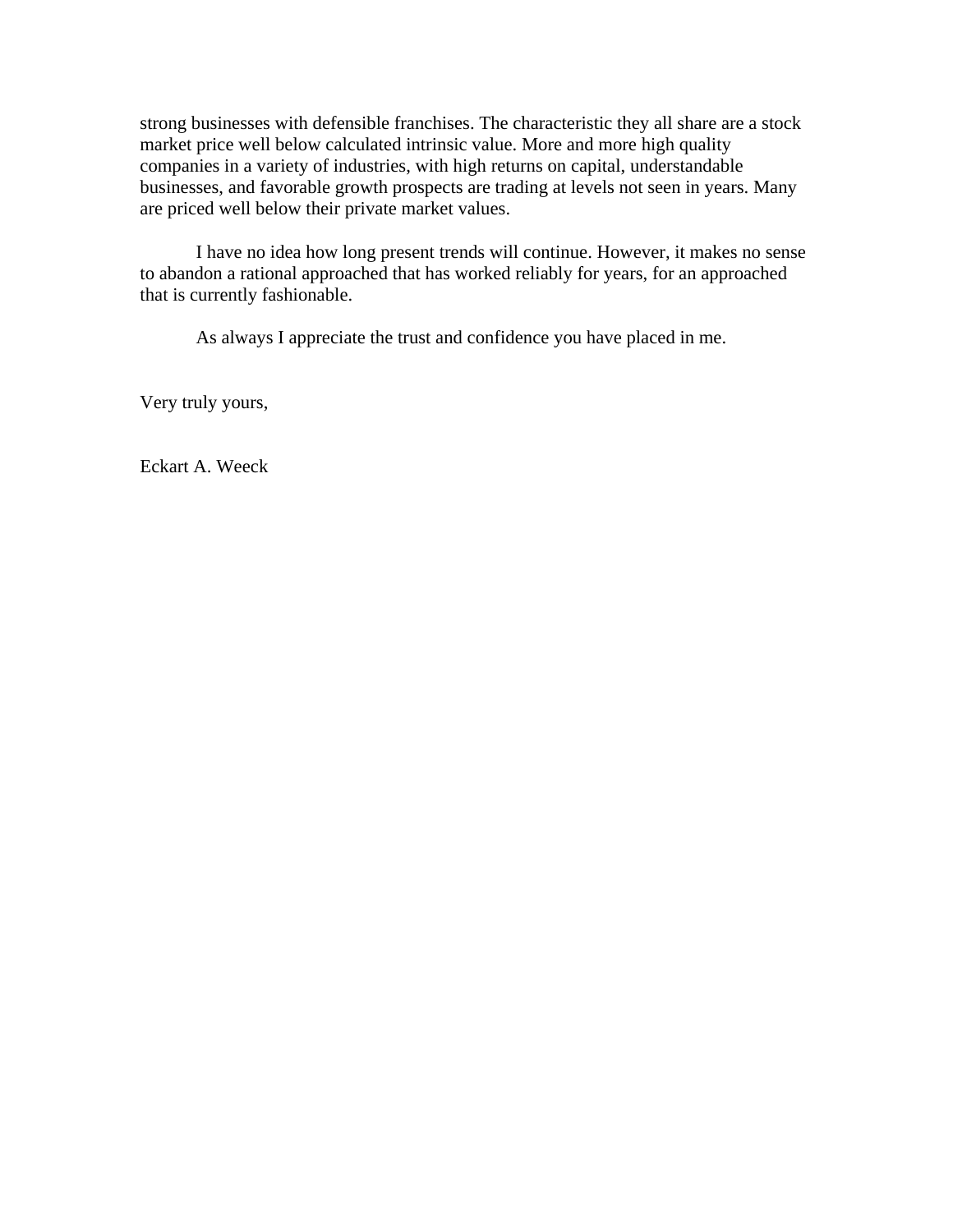strong businesses with defensible franchises. The characteristic they all share are a stock market price well below calculated intrinsic value. More and more high quality companies in a variety of industries, with high returns on capital, understandable businesses, and favorable growth prospects are trading at levels not seen in years. Many are priced well below their private market values.

I have no idea how long present trends will continue. However, it makes no sense to abandon a rational approached that has worked reliably for years, for an approached that is currently fashionable.

As always I appreciate the trust and confidence you have placed in me.

Very truly yours,

Eckart A. Weeck